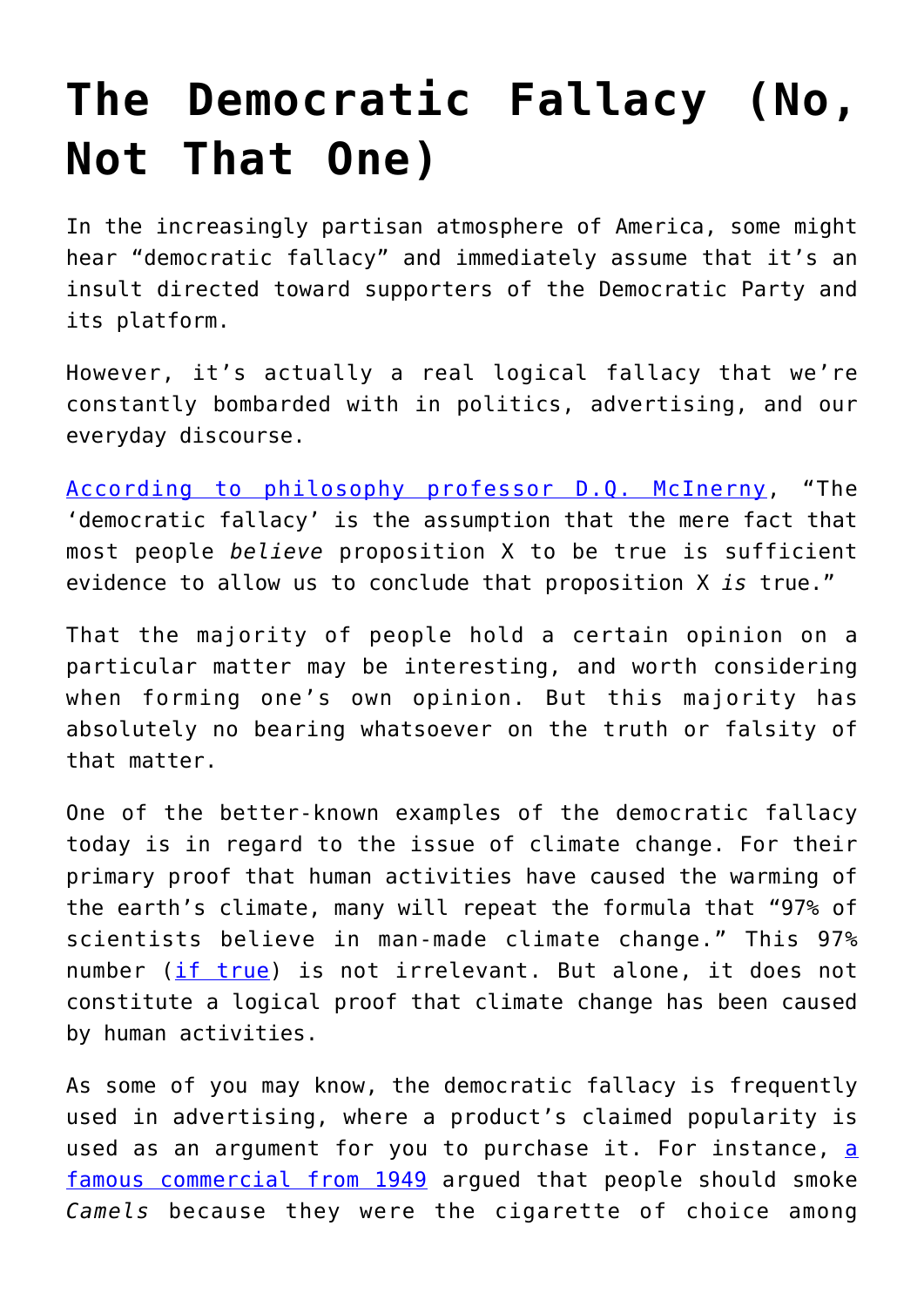# The Democratic Fallacy (No, Not That One)

In the increasingly partisan atmosphere of America, some might hear "democratic fallacy" and immediately assume that it's an insult directed toward supporters of the Democratic Party and its platform.

However, it's actually a real logical fallacy that we're constantly bombarded with in politics, advertising, and our everyday discourse.

[According to philosophy professor D.Q. McInerny](), "The 'democratic fallacy' is the assumption that the mere fact that most people *believe* proposition X to be true is sufficient evidence to allow us to conclude that proposition X *is* true."

That the majority of people hold a certain opinion on a particular matter may be interesting, and worth considering when forming one's own opinion. But this majority has absolutely no bearing whatsoever on the truth or falsity of that matter.

One of the better-known examples of the democratic fallacy today is in regard to the issue of climate change. For their primary proof that human activities have caused the warming of the earth's climate, many will repeat the formula that "97% of scientists believe in man-made climate change." This 97% number ([if true]()) is not irrelevant. But alone, it does not constitute a logical proof that climate change has been caused by human activities.

As some of you may know, the democratic fallacy is frequently used in advertising, where a product's claimed popularity is used as an argument for you to purchase it. For instance, [a famous commercial from 1949]() argued that people should smoke *Camels* because they were the cigarette of choice among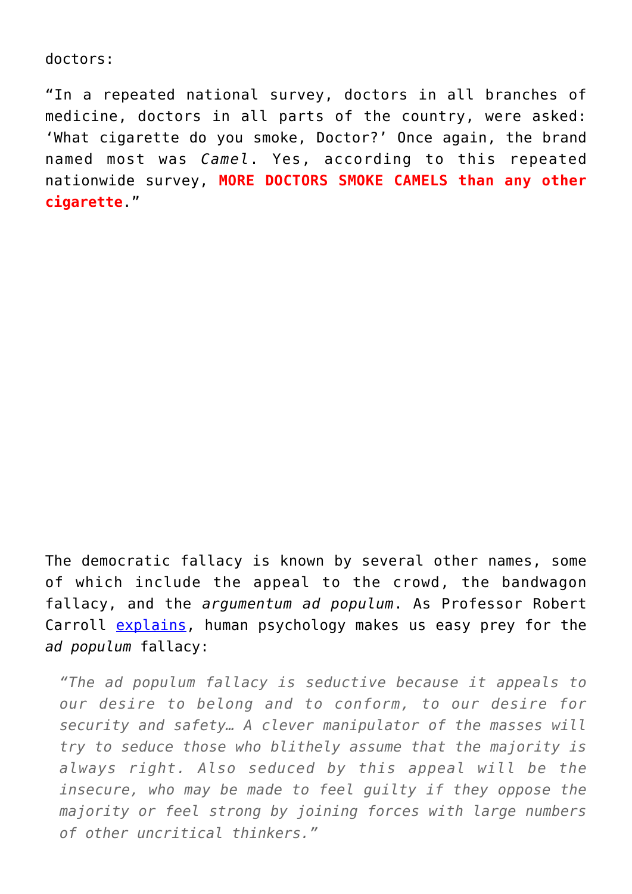doctors:

“In a repeated national survey, doctors in all branches of medicine, doctors in all parts of the country, were asked: ‘What cigarette do you smoke, Doctor?’ Once again, the brand named most was *Camel*. Yes, according to this repeated nationwide survey, **MORE DOCTORS SMOKE CAMELS than any other cigarette**.”

The democratic fallacy is known by several other names, some of which include the appeal to the crowd, the bandwagon fallacy, and the *argumentum ad populum*. As Professor Robert Carroll explains, human psychology makes us easy prey for the *ad populum* fallacy:

> *“The ad populum fallacy is seductive because it appeals to our desire to belong and to conform, to our desire for security and safety… A clever manipulator of the masses will try to seduce those who blithely assume that the majority is always right. Also seduced by this appeal will be the insecure, who may be made to feel guilty if they oppose the majority or feel strong by joining forces with large numbers of other uncritical thinkers.”*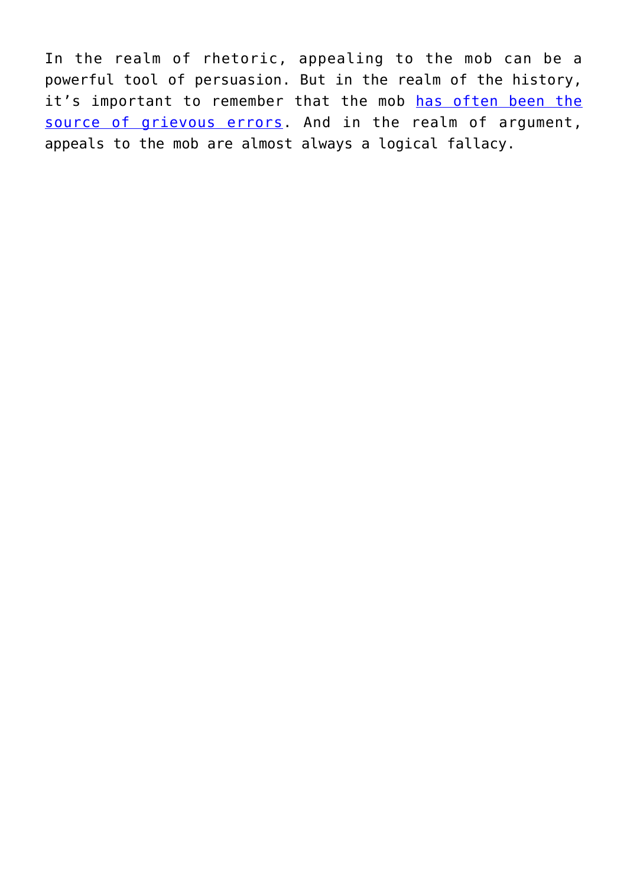In the realm of rhetoric, appealing to the mob can be a powerful tool of persuasion. But in the realm of the history, it's important to remember that the mob has often been the source of grievous errors. And in the realm of argument, appeals to the mob are almost always a logical fallacy.